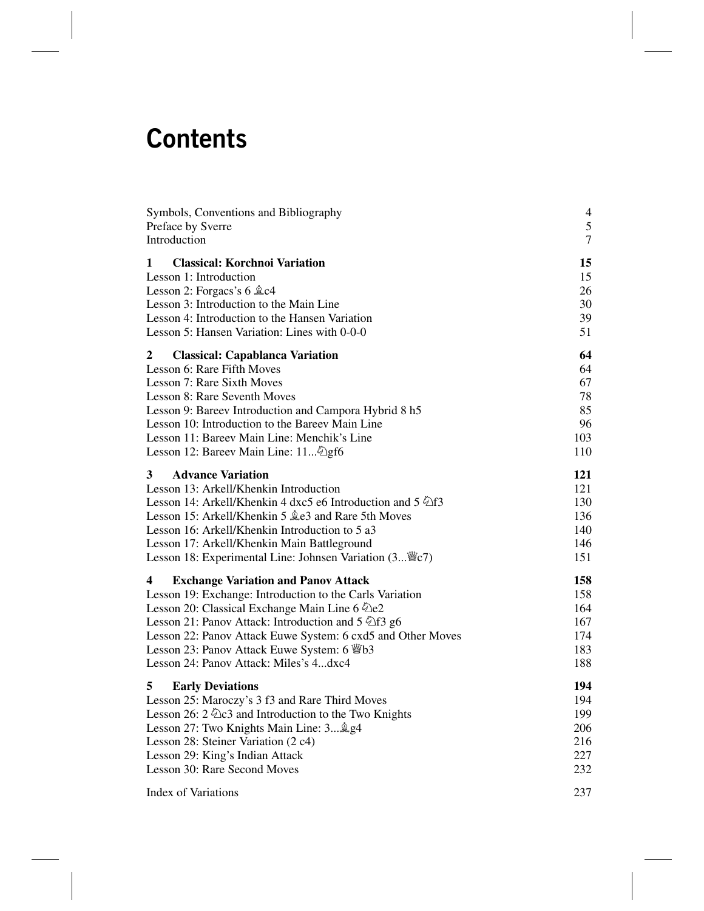# Contents

| | |
|---|---|
| Symbols, Conventions and Bibliography | 4 |
| Preface by Sverre | 5 |
| Introduction | 7 |
| **1 Classical: Korchnoi Variation** | **15** |
| Lesson 1: Introduction | 15 |
| Lesson 2: Forgacs's 6 ♗c4 | 26 |
| Lesson 3: Introduction to the Main Line | 30 |
| Lesson 4: Introduction to the Hansen Variation | 39 |
| Lesson 5: Hansen Variation: Lines with 0-0-0 | 51 |
| **2 Classical: Capablanca Variation** | **64** |
| Lesson 6: Rare Fifth Moves | 64 |
| Lesson 7: Rare Sixth Moves | 67 |
| Lesson 8: Rare Seventh Moves | 78 |
| Lesson 9: Bareev Introduction and Campora Hybrid 8 h5 | 85 |
| Lesson 10: Introduction to the Bareev Main Line | 96 |
| Lesson 11: Bareev Main Line: Menchik's Line | 103 |
| Lesson 12: Bareev Main Line: 11...♘gf6 | 110 |
| **3 Advance Variation** | **121** |
| Lesson 13: Arkell/Khenkin Introduction | 121 |
| Lesson 14: Arkell/Khenkin 4 dxc5 e6 Introduction and 5 ♘f3 | 130 |
| Lesson 15: Arkell/Khenkin 5 ♗e3 and Rare 5th Moves | 136 |
| Lesson 16: Arkell/Khenkin Introduction to 5 a3 | 140 |
| Lesson 17: Arkell/Khenkin Main Battleground | 146 |
| Lesson 18: Experimental Line: Johnsen Variation (3...♕c7) | 151 |
| **4 Exchange Variation and Panov Attack** | **158** |
| Lesson 19: Exchange: Introduction to the Carls Variation | 158 |
| Lesson 20: Classical Exchange Main Line 6 ♘e2 | 164 |
| Lesson 21: Panov Attack: Introduction and 5 ♘f3 g6 | 167 |
| Lesson 22: Panov Attack Euwe System: 6 cxd5 and Other Moves | 174 |
| Lesson 23: Panov Attack Euwe System: 6 ♕b3 | 183 |
| Lesson 24: Panov Attack: Miles's 4...dxc4 | 188 |
| **5 Early Deviations** | **194** |
| Lesson 25: Maroczy's 3 f3 and Rare Third Moves | 194 |
| Lesson 26: 2 ♘c3 and Introduction to the Two Knights | 199 |
| Lesson 27: Two Knights Main Line: 3...♗g4 | 206 |
| Lesson 28: Steiner Variation (2 c4) | 216 |
| Lesson 29: King's Indian Attack | 227 |
| Lesson 30: Rare Second Moves | 232 |
| Index of Variations | 237 |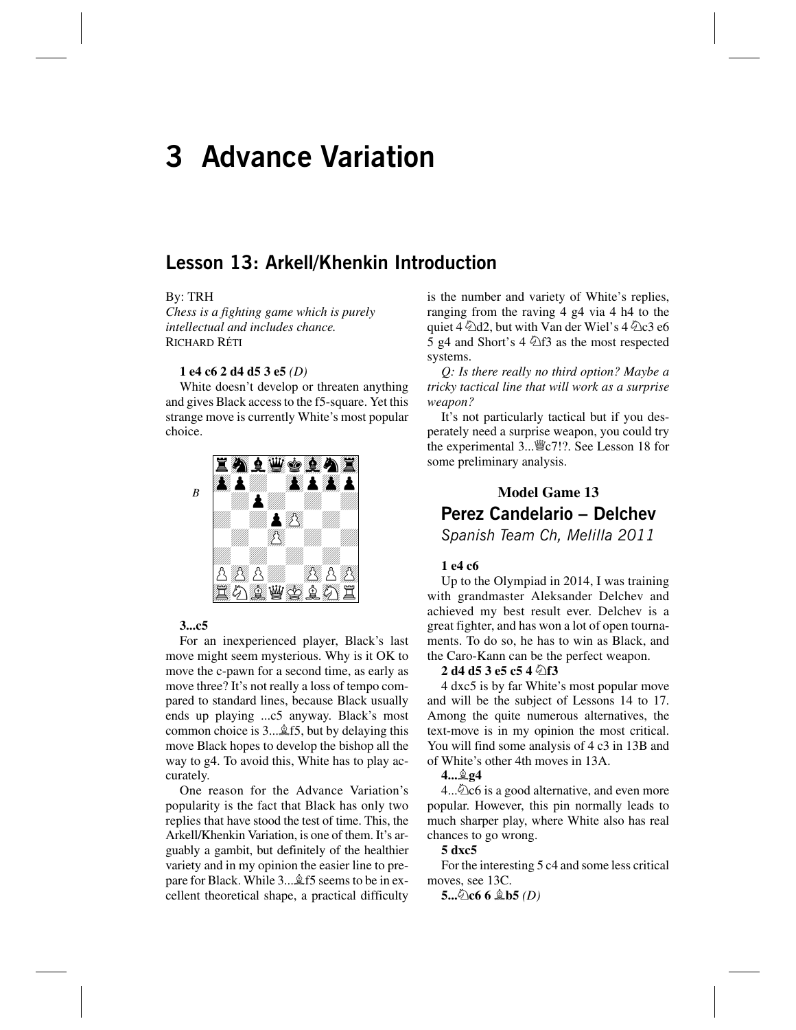# 3 Advance Variation

## Lesson 13: Arkell/Khenkin Introduction

By: TRH

*Chess is a fighting game which is purely intellectual and includes chance.*
RICHARD RÉTI

**1 e4 c6 2 d4 d5 3 e5** *(D)*

White doesn't develop or threaten anything and gives Black access to the f5-square. Yet this strange move is currently White's most popular choice.

**3...c5**

For an inexperienced player, Black's last move might seem mysterious. Why is it OK to move the c-pawn for a second time, as early as move three? It's not really a loss of tempo compared to standard lines, because Black usually ends up playing ...c5 anyway. Black's most common choice is 3...♗f5, but by delaying this move Black hopes to develop the bishop all the way to g4. To avoid this, White has to play accurately.

One reason for the Advance Variation's popularity is the fact that Black has only two replies that have stood the test of time. This, the Arkell/Khenkin Variation, is one of them. It's arguably a gambit, but definitely of the healthier variety and in my opinion the easier line to prepare for Black. While 3...♗f5 seems to be in excellent theoretical shape, a practical difficulty is the number and variety of White's replies, ranging from the raving 4 g4 via 4 h4 to the quiet 4 ♘d2, but with Van der Wiel's 4 ♘c3 e6 5 g4 and Short's 4 ♘f3 as the most respected systems.

*Q: Is there really no third option? Maybe a tricky tactical line that will work as a surprise weapon?*

It's not particularly tactical but if you desperately need a surprise weapon, you could try the experimental 3...♕c7!?. See Lesson 18 for some preliminary analysis.

### Model Game 13
### Perez Candelario – Delchev
*Spanish Team Ch, Melilla 2011*

**1 e4 c6**

Up to the Olympiad in 2014, I was training with grandmaster Aleksander Delchev and achieved my best result ever. Delchev is a great fighter, and has won a lot of open tournaments. To do so, he has to win as Black, and the Caro-Kann can be the perfect weapon.

**2 d4 d5 3 e5 c5 4 ♘f3**

4 dxc5 is by far White's most popular move and will be the subject of Lessons 14 to 17. Among the quite numerous alternatives, the text-move is in my opinion the most critical. You will find some analysis of 4 c3 in 13B and of White's other 4th moves in 13A.

**4...♗g4**

4...♘c6 is a good alternative, and even more popular. However, this pin normally leads to much sharper play, where White also has real chances to go wrong.

**5 dxc5**

For the interesting 5 c4 and some less critical moves, see 13C.

**5...♘c6 6 ♗b5** *(D)*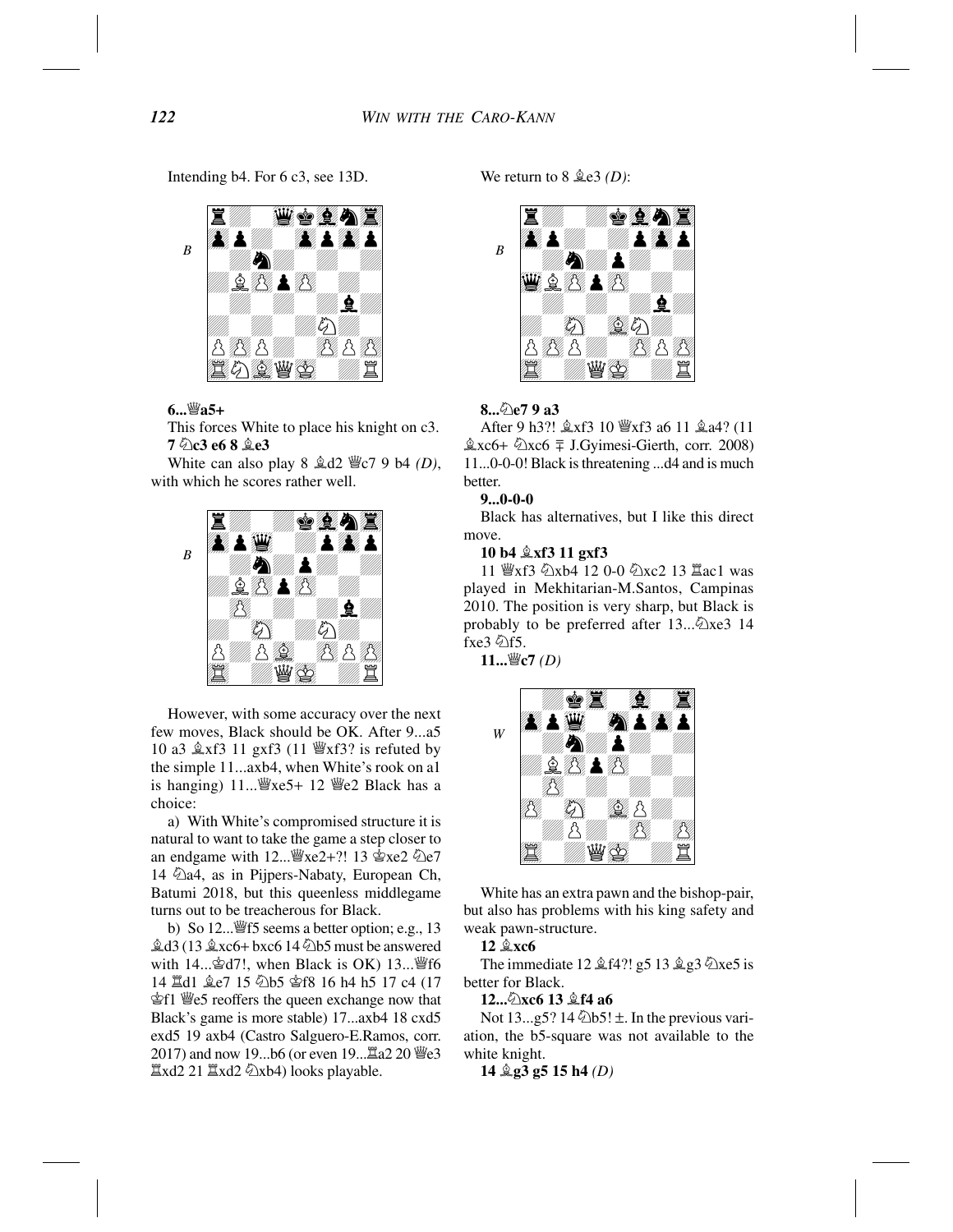Intending b4. For 6 c3, see 13D.

6...♕a5+

This forces White to place his knight on c3.

**7 ♘c3 e6 8 ♗e3**

White can also play 8 ♗d2 ♕c7 9 b4 *(D)*, with which he scores rather well.

However, with some accuracy over the next few moves, Black should be OK. After 9...a5 10 a3 ♗xf3 11 gxf3 (11 ♕xf3? is refuted by the simple 11...axb4, when White's rook on a1 is hanging) 11...♕xe5+ 12 ♕e2 Black has a choice:

a) With White's compromised structure it is natural to want to take the game a step closer to an endgame with 12...♕xe2+?! 13 ♔xe2 ♘e7 14 ♘a4, as in Pijpers-Nabaty, European Ch, Batumi 2018, but this queenless middlegame turns out to be treacherous for Black.

b) So 12...♕f5 seems a better option; e.g., 13 ♗d3 (13 ♗xc6+ bxc6 14 ♘b5 must be answered with 14...♔d7!, when Black is OK) 13...♕f6 14 ♖d1 ♗e7 15 ♘b5 ♔f8 16 h4 h5 17 c4 (17 ♔f1 ♕e5 reoffers the queen exchange now that Black's game is more stable) 17...axb4 18 cxd5 exd5 19 axb4 (Castro Salguero-E.Ramos, corr. 2017) and now 19...b6 (or even 19...♖a2 20 ♕e3 ♖xd2 21 ♖xd2 ♘xb4) looks playable.

We return to 8 ♗e3 *(D)*:

**8...♘e7 9 a3**

After 9 h3?! ♗xf3 10 ♕xf3 a6 11 ♗a4? (11 ♗xc6+ ♘xc6 ∓ J.Gyimesi-Gierth, corr. 2008) 11...0-0-0! Black is threatening ...d4 and is much better.

**9...0-0-0**

Black has alternatives, but I like this direct move.

**10 b4 ♗xf3 11 gxf3**

11 ♕xf3 ♘xb4 12 0-0 ♘xc2 13 ♖ac1 was played in Mekhitarian-M.Santos, Campinas 2010. The position is very sharp, but Black is probably to be preferred after 13...♘xe3 14 fxe3 ♘f5.

**11...♕c7** *(D)*

White has an extra pawn and the bishop-pair, but also has problems with his king safety and weak pawn-structure.

**12 ♗xc6**

The immediate 12 ♗f4?! g5 13 ♗g3 ♘xe5 is better for Black.

**12...♘xc6 13 ♗f4 a6**

Not 13...g5? 14 ♘b5! ±. In the previous variation, the b5-square was not available to the white knight.

**14 ♗g3 g5 15 h4** *(D)*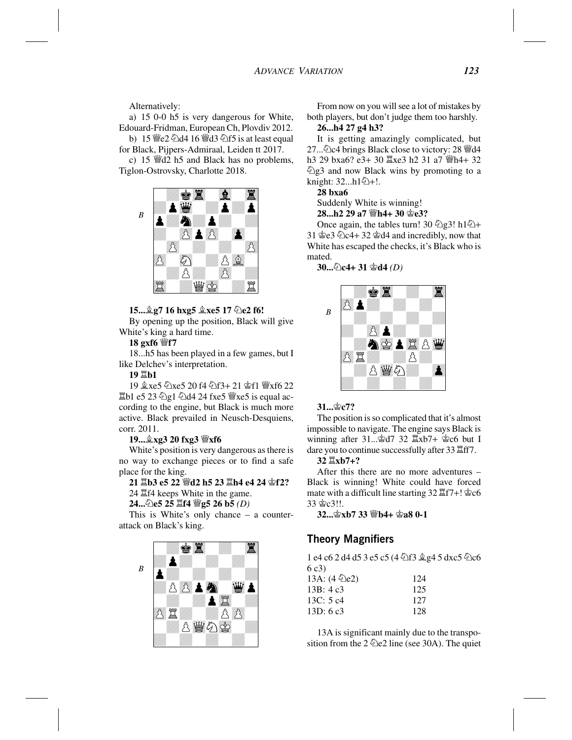Alternatively:

a) 15 0-0 h5 is very dangerous for White, Edouard-Fridman, European Ch, Plovdiv 2012.

b) 15 ♕e2 ♘d4 16 ♕d3 ♘f5 is at least equal for Black, Pijpers-Admiraal, Leiden tt 2017.

c) 15 ♕d2 h5 and Black has no problems, Tiglon-Ostrovsky, Charlotte 2018.

**15...♗g7 16 hxg5 ♗xe5 17 ♘e2 f6!**

By opening up the position, Black will give White's king a hard time.

**18 gxf6 ♕f7**

18...h5 has been played in a few games, but I like Delchev's interpretation.

**19 ♖b1**

19 ♗xe5 ♘xe5 20 f4 ♘f3+ 21 ♔f1 ♕xf6 22 ♖b1 e5 23 ♘g1 ♘d4 24 fxe5 ♕xe5 is equal according to the engine, but Black is much more active. Black prevailed in Neusch-Desquiens, corr. 2011.

**19...♗xg3 20 fxg3 ♕xf6**

White's position is very dangerous as there is no way to exchange pieces or to find a safe place for the king.

**21 ♖b3 e5 22 ♕d2 h5 23 ♖h4 e4 24 ♔f2?**

24 ♖f4 keeps White in the game.

**24...♘e5 25 ♖f4 ♕g5 26 b5** *(D)*

This is White's only chance – a counterattack on Black's king.

From now on you will see a lot of mistakes by both players, but don't judge them too harshly.

**26...h4 27 g4 h3?**

It is getting amazingly complicated, but 27...♘c4 brings Black close to victory: 28 ♕d4 h3 29 bxa6? e3+ 30 ♖xe3 h2 31 a7 ♕h4+ 32 ♘g3 and now Black wins by promoting to a knight: 32...h1♘+!.

**28 bxa6**

Suddenly White is winning!

**28...h2 29 a7 ♕h4+ 30 ♔e3?**

Once again, the tables turn! 30 ♘g3! h1♘+ 31 ♔e3 ♘c4+ 32 ♔d4 and incredibly, now that White has escaped the checks, it's Black who is mated.

**30...♘c4+ 31 ♔d4** *(D)*

**31...♔c7?**

The position is so complicated that it's almost impossible to navigate. The engine says Black is winning after 31...♔d7 32 ♖xb7+ ♔c6 but I dare you to continue successfully after 33 ♖ff7.

**32 ♖xb7+?**

After this there are no more adventures – Black is winning! White could have forced mate with a difficult line starting 32 ♖f7+! ♔c6 33 ♔c3!!.

**32...♔xb7 33 ♕b4+ ♔a8 0-1**

## Theory Magnifiers

1 e4 c6 2 d4 d5 3 e5 c5 (4 ♘f3 ♗g4 5 dxc5 ♘c6 6 c3)

| | |
|---|---|
| 13A: (4 ♘e2) | 124 |
| 13B: 4 c3 | 125 |
| 13C: 5 c4 | 127 |
| 13D: 6 c3 | 128 |

13A is significant mainly due to the transposition from the 2 ♘e2 line (see 30A). The quiet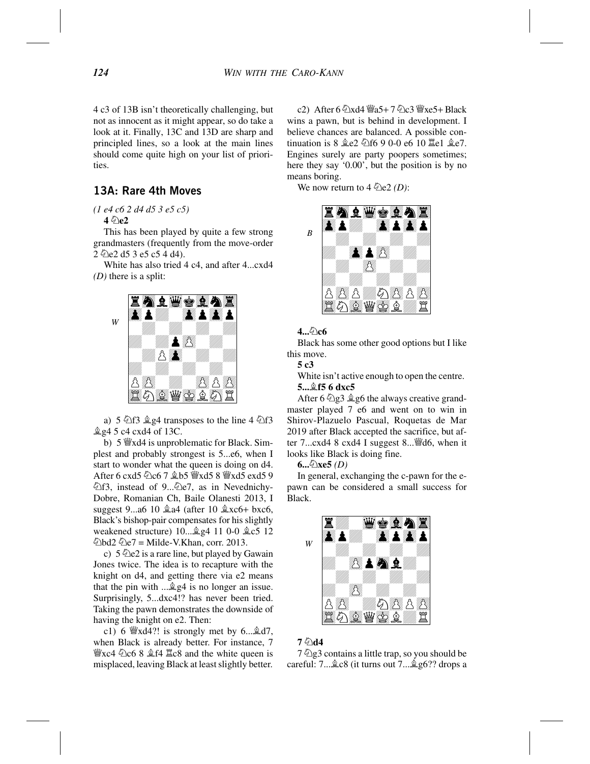4 c3 of 13B isn't theoretically challenging, but not as innocent as it might appear, so do take a look at it. Finally, 13C and 13D are sharp and principled lines, so a look at the main lines should come quite high on your list of priorities.

## 13A: Rare 4th Moves

*(1 e4 c6 2 d4 d5 3 e5 c5)*

**4 ♘e2**

This has been played by quite a few strong grandmasters (frequently from the move-order 2 ♘e2 d5 3 e5 c5 4 d4).

White has also tried 4 c4, and after 4...cxd4 *(D)* there is a split:

a) 5 ♘f3 ♗g4 transposes to the line 4 ♘f3 ♗g4 5 c4 cxd4 of 13C.

b) 5 ♕xd4 is unproblematic for Black. Simplest and probably strongest is 5...e6, when I start to wonder what the queen is doing on d4. After 6 cxd5 ♘c6 7 ♗b5 ♕xd5 8 ♕xd5 exd5 9 ♘f3, instead of 9...♘e7, as in Nevednichy-Dobre, Romanian Ch, Baile Olanesti 2013, I suggest 9...a6 10 ♗a4 (after 10 ♗xc6+ bxc6, Black's bishop-pair compensates for his slightly weakened structure) 10...♗g4 11 0-0 ♗c5 12 ♘bd2 ♘e7 = Milde-V.Khan, corr. 2013.

c) 5 ♘e2 is a rare line, but played by Gawain Jones twice. The idea is to recapture with the knight on d4, and getting there via e2 means that the pin with ...♗g4 is no longer an issue. Surprisingly, 5...dxc4!? has never been tried. Taking the pawn demonstrates the downside of having the knight on e2. Then:

c1) 6 ♕xd4?! is strongly met by 6...♗d7, when Black is already better. For instance, 7 ♕xc4 ♘c6 8 ♗f4 ♖c8 and the white queen is misplaced, leaving Black at least slightly better.

c2) After 6 ♘xd4 ♕a5+ 7 ♘c3 ♕xe5+ Black wins a pawn, but is behind in development. I believe chances are balanced. A possible continuation is 8 ♗e2 ♘f6 9 0-0 e6 10 ♖e1 ♗e7. Engines surely are party poopers sometimes; here they say '0.00', but the position is by no means boring.

We now return to 4 ♘e2 *(D)*:

**4...♘c6**

Black has some other good options but I like this move.

**5 c3**

White isn't active enough to open the centre.

**5...♗f5 6 dxc5**

After 6 ♘g3 ♗g6 the always creative grandmaster played 7 e6 and went on to win in Shirov-Plazuelo Pascual, Roquetas de Mar 2019 after Black accepted the sacrifice, but after 7...cxd4 8 cxd4 I suggest 8...♕d6, when it looks like Black is doing fine.

**6...♘xe5** *(D)*

In general, exchanging the c-pawn for the e-pawn can be considered a small success for Black.

**7 ♘d4**

7 ♘g3 contains a little trap, so you should be careful: 7...♗c8 (it turns out 7...♗g6?? drops a